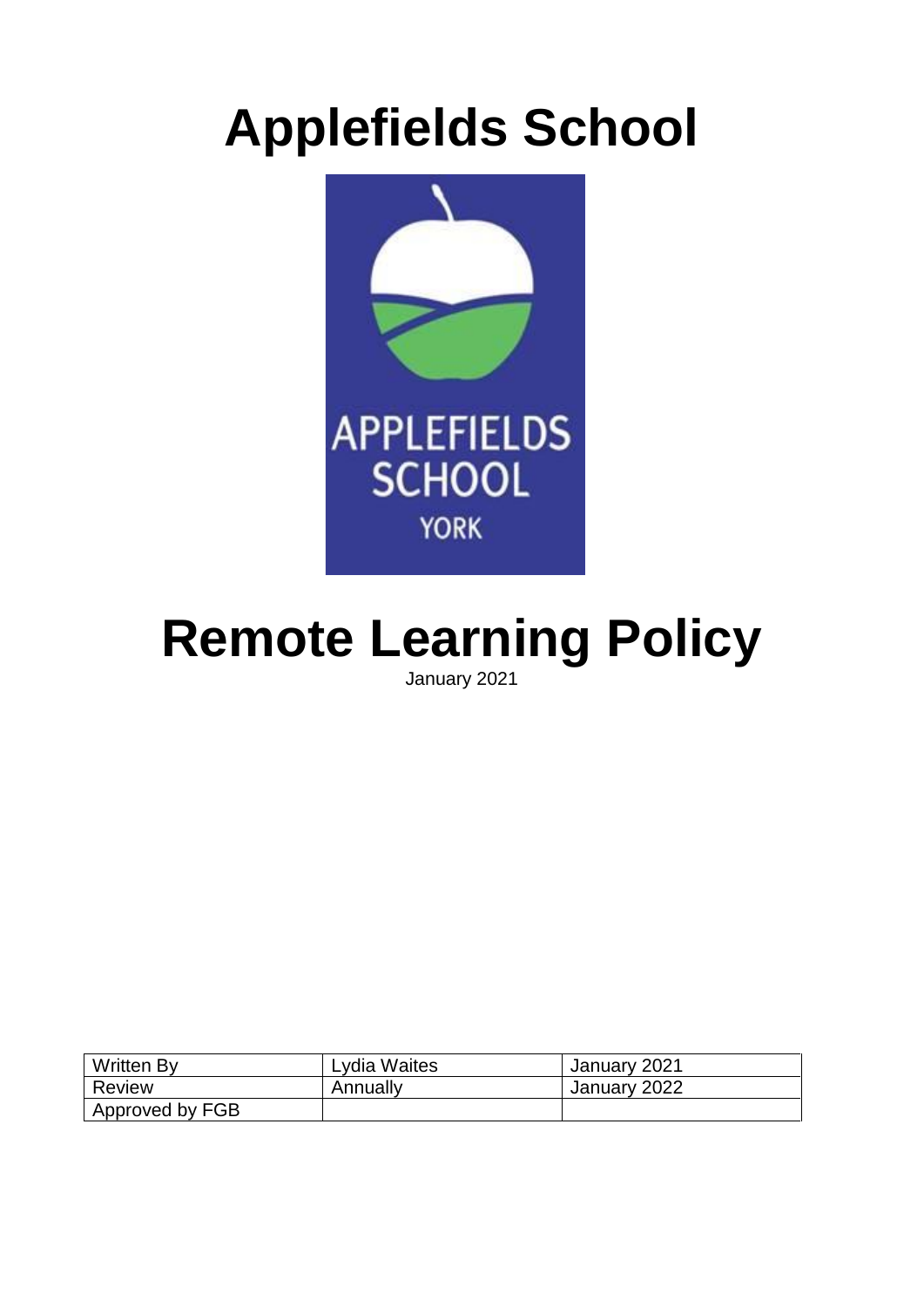# Applefields School

# Remote Learning Policy

January 2021

| Written By | Lydia Waites | January 2021 |
| --- | --- | --- |
| Review | Annually | January 2022 |
| Approved by FGB | | |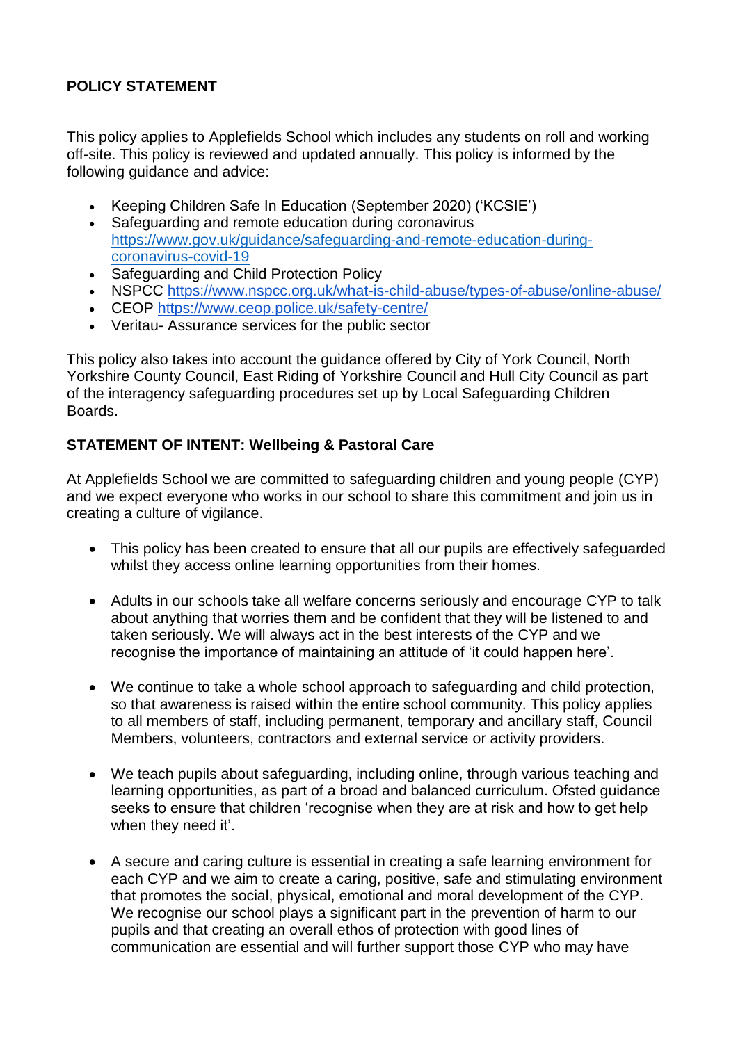## POLICY STATEMENT

This policy applies to Applefields School which includes any students on roll and working off-site. This policy is reviewed and updated annually. This policy is informed by the following guidance and advice:

- Keeping Children Safe In Education (September 2020) ('KCSIE')
- Safeguarding and remote education during coronavirus https://www.gov.uk/guidance/safeguarding-and-remote-education-during-coronavirus-covid-19
- Safeguarding and Child Protection Policy
- NSPCC https://www.nspcc.org.uk/what-is-child-abuse/types-of-abuse/online-abuse/
- CEOP https://www.ceop.police.uk/safety-centre/
- Veritau- Assurance services for the public sector

This policy also takes into account the guidance offered by City of York Council, North Yorkshire County Council, East Riding of Yorkshire Council and Hull City Council as part of the interagency safeguarding procedures set up by Local Safeguarding Children Boards.

## STATEMENT OF INTENT: Wellbeing & Pastoral Care

At Applefields School we are committed to safeguarding children and young people (CYP) and we expect everyone who works in our school to share this commitment and join us in creating a culture of vigilance.

- This policy has been created to ensure that all our pupils are effectively safeguarded whilst they access online learning opportunities from their homes.

- Adults in our schools take all welfare concerns seriously and encourage CYP to talk about anything that worries them and be confident that they will be listened to and taken seriously. We will always act in the best interests of the CYP and we recognise the importance of maintaining an attitude of 'it could happen here'.

- We continue to take a whole school approach to safeguarding and child protection, so that awareness is raised within the entire school community. This policy applies to all members of staff, including permanent, temporary and ancillary staff, Council Members, volunteers, contractors and external service or activity providers.

- We teach pupils about safeguarding, including online, through various teaching and learning opportunities, as part of a broad and balanced curriculum. Ofsted guidance seeks to ensure that children 'recognise when they are at risk and how to get help when they need it'.

- A secure and caring culture is essential in creating a safe learning environment for each CYP and we aim to create a caring, positive, safe and stimulating environment that promotes the social, physical, emotional and moral development of the CYP. We recognise our school plays a significant part in the prevention of harm to our pupils and that creating an overall ethos of protection with good lines of communication are essential and will further support those CYP who may have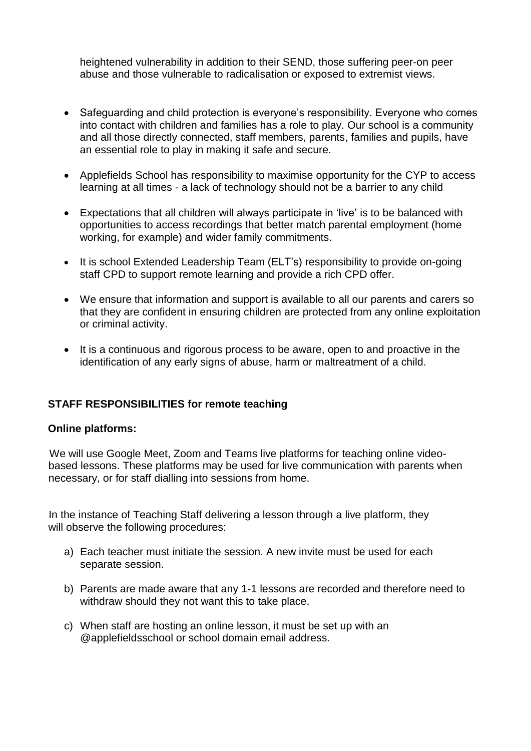heightened vulnerability in addition to their SEND, those suffering peer-on peer abuse and those vulnerable to radicalisation or exposed to extremist views.

- Safeguarding and child protection is everyone's responsibility. Everyone who comes into contact with children and families has a role to play. Our school is a community and all those directly connected, staff members, parents, families and pupils, have an essential role to play in making it safe and secure.
- Applefields School has responsibility to maximise opportunity for the CYP to access learning at all times - a lack of technology should not be a barrier to any child
- Expectations that all children will always participate in 'live' is to be balanced with opportunities to access recordings that better match parental employment (home working, for example) and wider family commitments.
- It is school Extended Leadership Team (ELT's) responsibility to provide on-going staff CPD to support remote learning and provide a rich CPD offer.
- We ensure that information and support is available to all our parents and carers so that they are confident in ensuring children are protected from any online exploitation or criminal activity.
- It is a continuous and rigorous process to be aware, open to and proactive in the identification of any early signs of abuse, harm or maltreatment of a child.

## STAFF RESPONSIBILITIES for remote teaching

### Online platforms:

We will use Google Meet, Zoom and Teams live platforms for teaching online video-based lessons. These platforms may be used for live communication with parents when necessary, or for staff dialling into sessions from home.

In the instance of Teaching Staff delivering a lesson through a live platform, they will observe the following procedures:

a) Each teacher must initiate the session. A new invite must be used for each separate session.

b) Parents are made aware that any 1-1 lessons are recorded and therefore need to withdraw should they not want this to take place.

c) When staff are hosting an online lesson, it must be set up with an @applefieldsschool or school domain email address.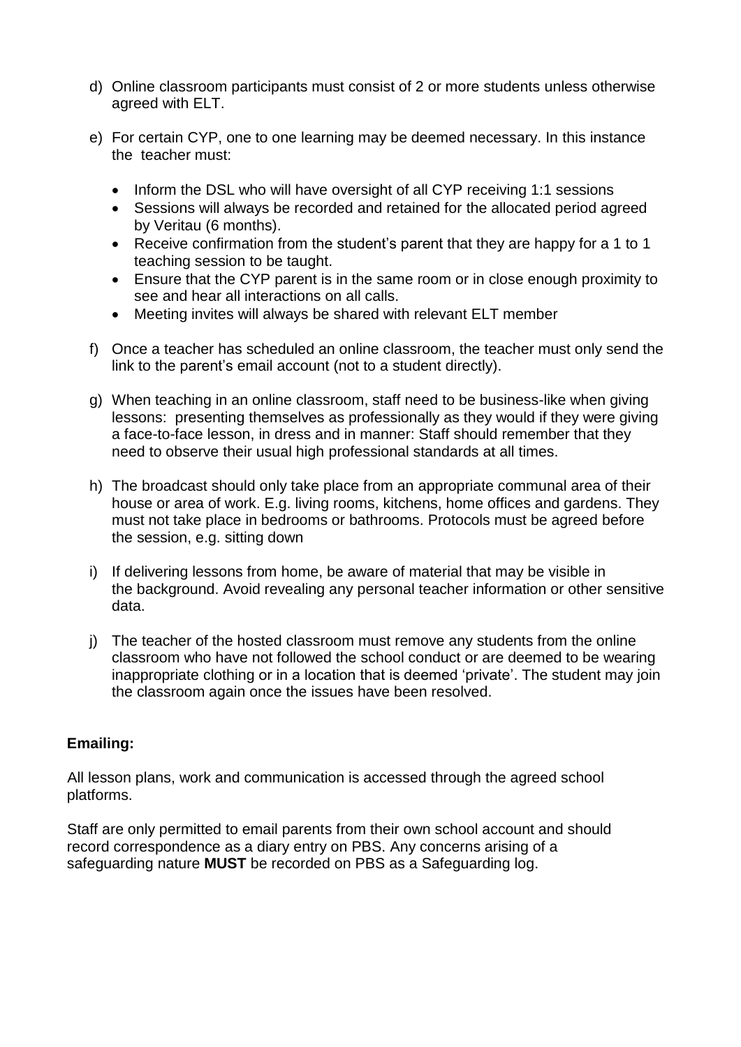d) Online classroom participants must consist of 2 or more students unless otherwise agreed with ELT.

e) For certain CYP, one to one learning may be deemed necessary. In this instance the teacher must:

   - Inform the DSL who will have oversight of all CYP receiving 1:1 sessions
   - Sessions will always be recorded and retained for the allocated period agreed by Veritau (6 months).
   - Receive confirmation from the student's parent that they are happy for a 1 to 1 teaching session to be taught.
   - Ensure that the CYP parent is in the same room or in close enough proximity to see and hear all interactions on all calls.
   - Meeting invites will always be shared with relevant ELT member

f) Once a teacher has scheduled an online classroom, the teacher must only send the link to the parent's email account (not to a student directly).

g) When teaching in an online classroom, staff need to be business-like when giving lessons: presenting themselves as professionally as they would if they were giving a face-to-face lesson, in dress and in manner: Staff should remember that they need to observe their usual high professional standards at all times.

h) The broadcast should only take place from an appropriate communal area of their house or area of work. E.g. living rooms, kitchens, home offices and gardens. They must not take place in bedrooms or bathrooms. Protocols must be agreed before the session, e.g. sitting down

i) If delivering lessons from home, be aware of material that may be visible in the background. Avoid revealing any personal teacher information or other sensitive data.

j) The teacher of the hosted classroom must remove any students from the online classroom who have not followed the school conduct or are deemed to be wearing inappropriate clothing or in a location that is deemed 'private'. The student may join the classroom again once the issues have been resolved.

**Emailing:**

All lesson plans, work and communication is accessed through the agreed school platforms.

Staff are only permitted to email parents from their own school account and should record correspondence as a diary entry on PBS. Any concerns arising of a safeguarding nature **MUST** be recorded on PBS as a Safeguarding log.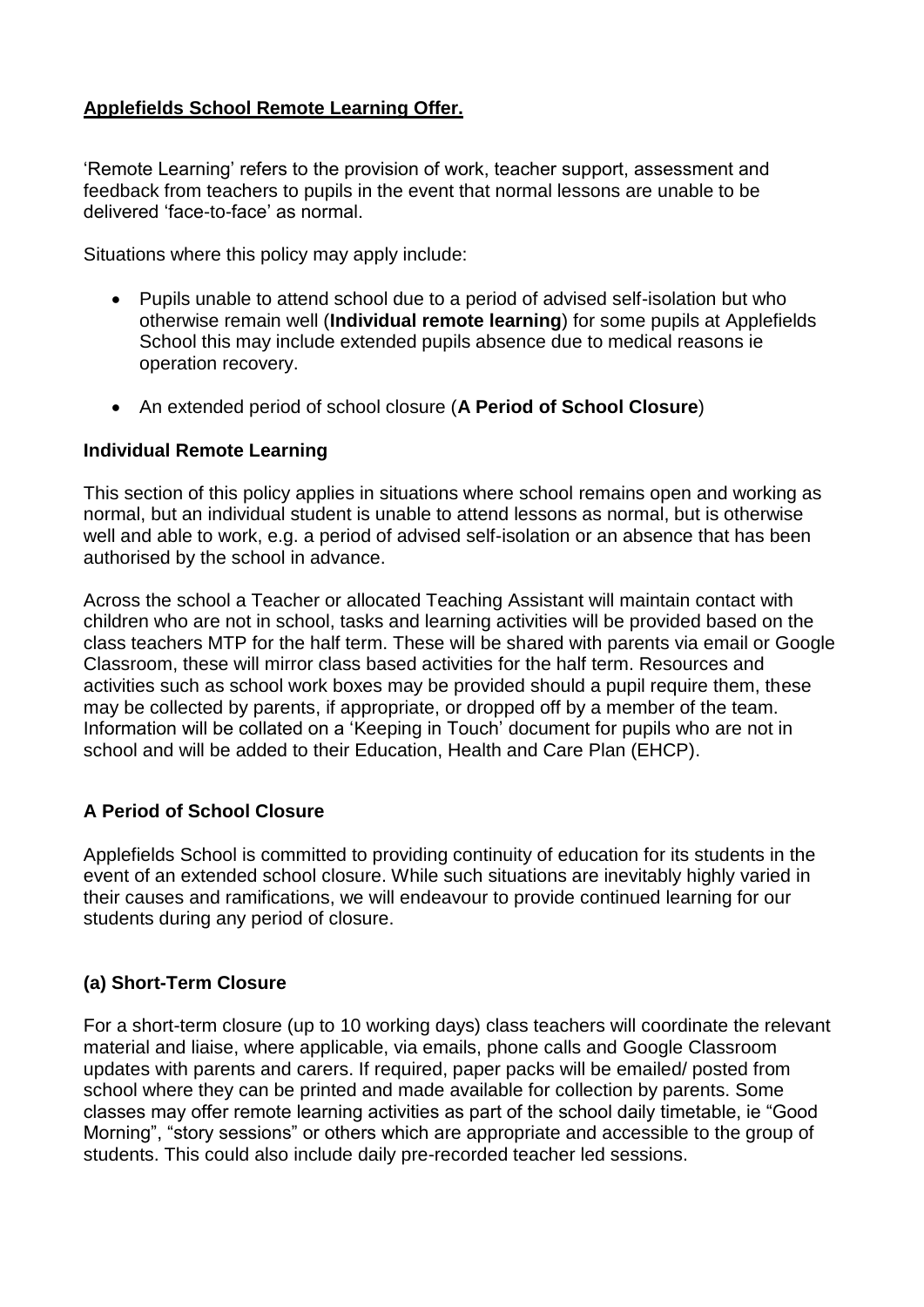## Applefields School Remote Learning Offer.

'Remote Learning' refers to the provision of work, teacher support, assessment and feedback from teachers to pupils in the event that normal lessons are unable to be delivered 'face-to-face' as normal.

Situations where this policy may apply include:

- Pupils unable to attend school due to a period of advised self-isolation but who otherwise remain well (**Individual remote learning**) for some pupils at Applefields School this may include extended pupils absence due to medical reasons ie operation recovery.
- An extended period of school closure (**A Period of School Closure**)

### Individual Remote Learning

This section of this policy applies in situations where school remains open and working as normal, but an individual student is unable to attend lessons as normal, but is otherwise well and able to work, e.g. a period of advised self-isolation or an absence that has been authorised by the school in advance.

Across the school a Teacher or allocated Teaching Assistant will maintain contact with children who are not in school, tasks and learning activities will be provided based on the class teachers MTP for the half term. These will be shared with parents via email or Google Classroom, these will mirror class based activities for the half term. Resources and activities such as school work boxes may be provided should a pupil require them, these may be collected by parents, if appropriate, or dropped off by a member of the team. Information will be collated on a 'Keeping in Touch' document for pupils who are not in school and will be added to their Education, Health and Care Plan (EHCP).

### A Period of School Closure

Applefields School is committed to providing continuity of education for its students in the event of an extended school closure. While such situations are inevitably highly varied in their causes and ramifications, we will endeavour to provide continued learning for our students during any period of closure.

### (a) Short-Term Closure

For a short-term closure (up to 10 working days) class teachers will coordinate the relevant material and liaise, where applicable, via emails, phone calls and Google Classroom updates with parents and carers. If required, paper packs will be emailed/ posted from school where they can be printed and made available for collection by parents. Some classes may offer remote learning activities as part of the school daily timetable, ie "Good Morning", "story sessions" or others which are appropriate and accessible to the group of students. This could also include daily pre-recorded teacher led sessions.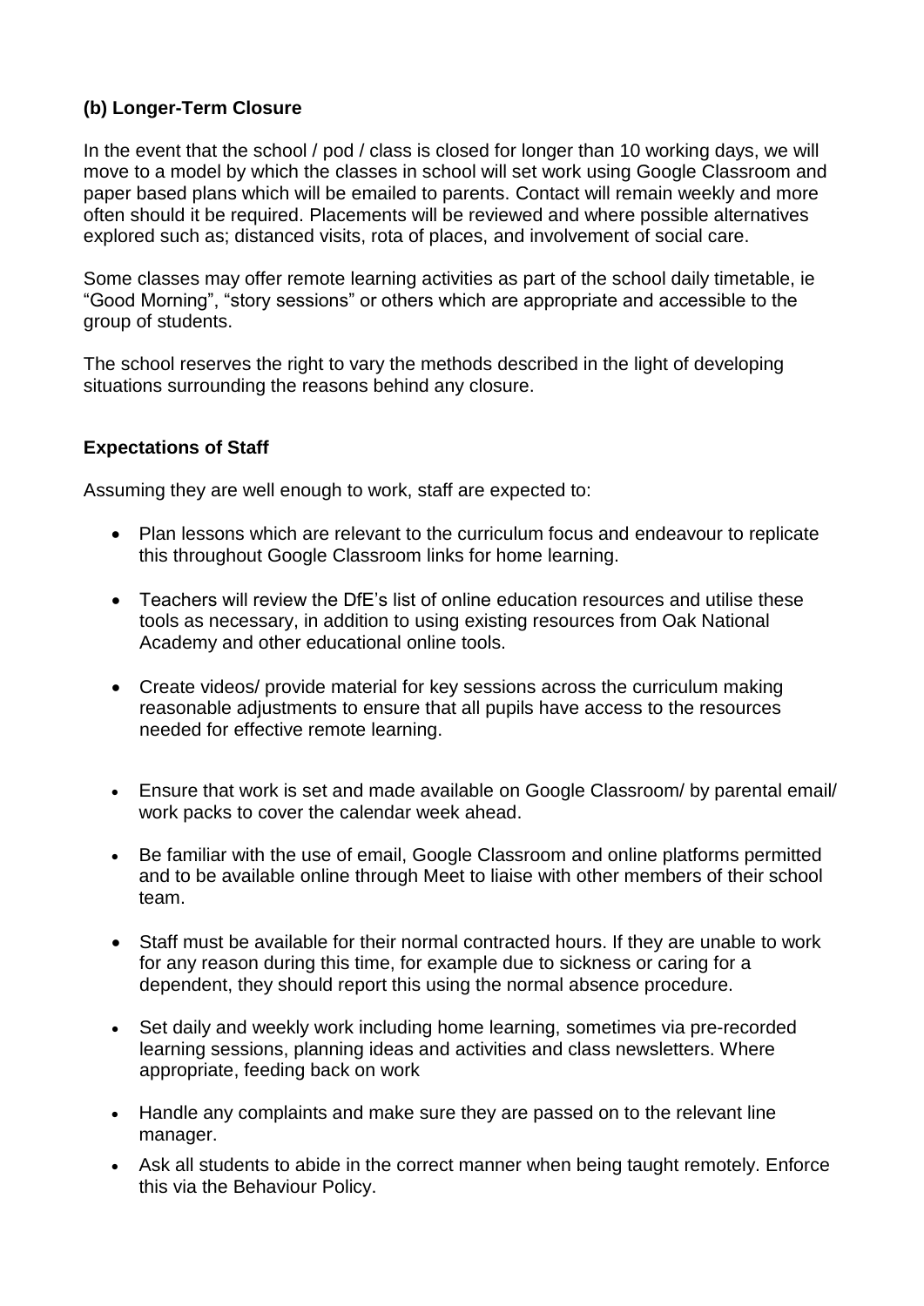### (b) Longer-Term Closure

In the event that the school / pod / class is closed for longer than 10 working days, we will move to a model by which the classes in school will set work using Google Classroom and paper based plans which will be emailed to parents. Contact will remain weekly and more often should it be required. Placements will be reviewed and where possible alternatives explored such as; distanced visits, rota of places, and involvement of social care.

Some classes may offer remote learning activities as part of the school daily timetable, ie "Good Morning", "story sessions" or others which are appropriate and accessible to the group of students.

The school reserves the right to vary the methods described in the light of developing situations surrounding the reasons behind any closure.

### Expectations of Staff

Assuming they are well enough to work, staff are expected to:

- Plan lessons which are relevant to the curriculum focus and endeavour to replicate this throughout Google Classroom links for home learning.
- Teachers will review the DfE's list of online education resources and utilise these tools as necessary, in addition to using existing resources from Oak National Academy and other educational online tools.
- Create videos/ provide material for key sessions across the curriculum making reasonable adjustments to ensure that all pupils have access to the resources needed for effective remote learning.
- Ensure that work is set and made available on Google Classroom/ by parental email/ work packs to cover the calendar week ahead.
- Be familiar with the use of email, Google Classroom and online platforms permitted and to be available online through Meet to liaise with other members of their school team.
- Staff must be available for their normal contracted hours. If they are unable to work for any reason during this time, for example due to sickness or caring for a dependent, they should report this using the normal absence procedure.
- Set daily and weekly work including home learning, sometimes via pre-recorded learning sessions, planning ideas and activities and class newsletters. Where appropriate, feeding back on work
- Handle any complaints and make sure they are passed on to the relevant line manager.
- Ask all students to abide in the correct manner when being taught remotely. Enforce this via the Behaviour Policy.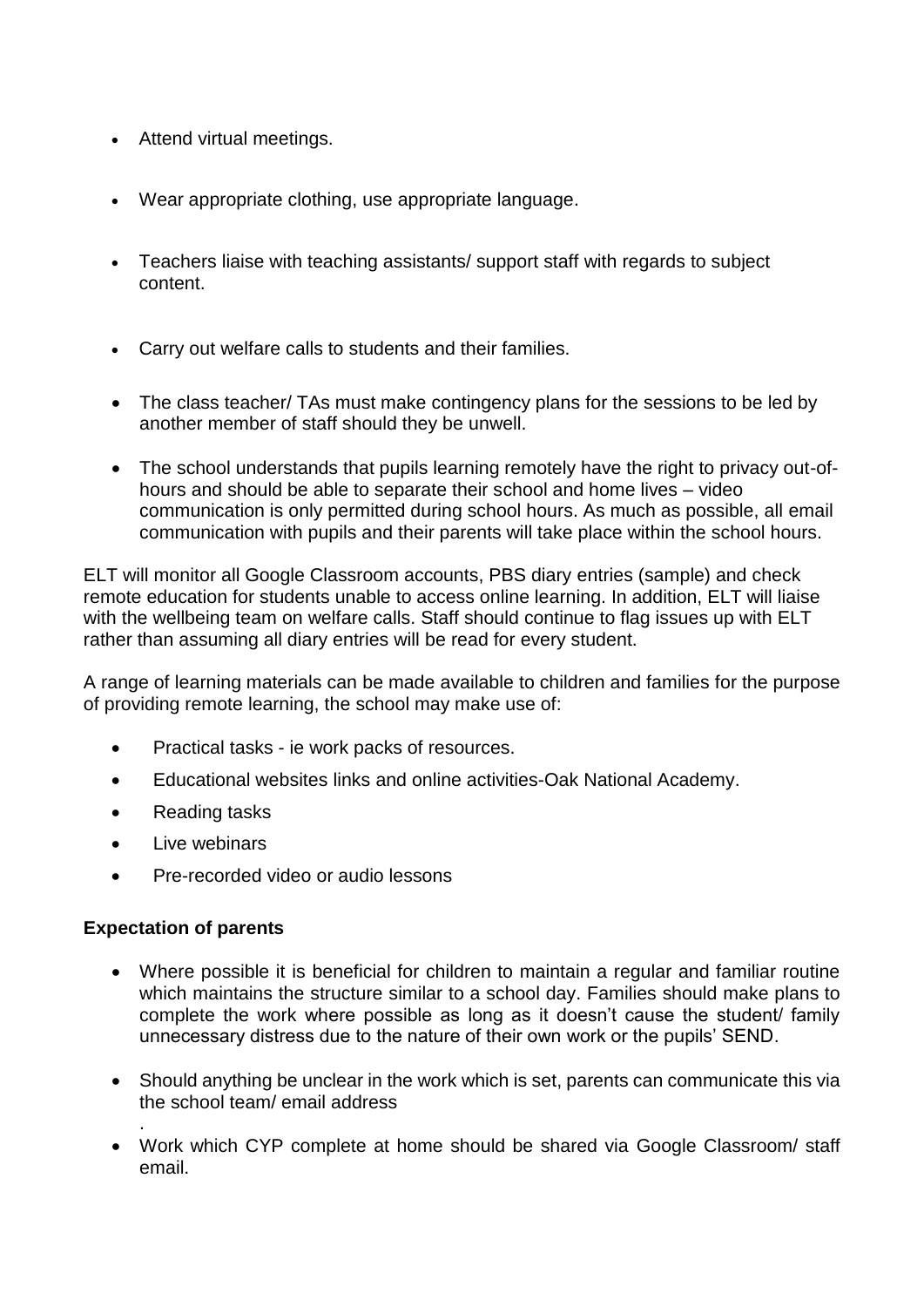- Attend virtual meetings.
- Wear appropriate clothing, use appropriate language.
- Teachers liaise with teaching assistants/ support staff with regards to subject content.
- Carry out welfare calls to students and their families.
- The class teacher/ TAs must make contingency plans for the sessions to be led by another member of staff should they be unwell.
- The school understands that pupils learning remotely have the right to privacy out-of-hours and should be able to separate their school and home lives – video communication is only permitted during school hours. As much as possible, all email communication with pupils and their parents will take place within the school hours.

ELT will monitor all Google Classroom accounts, PBS diary entries (sample) and check remote education for students unable to access online learning. In addition, ELT will liaise with the wellbeing team on welfare calls. Staff should continue to flag issues up with ELT rather than assuming all diary entries will be read for every student.

A range of learning materials can be made available to children and families for the purpose of providing remote learning, the school may make use of:

- Practical tasks - ie work packs of resources.
- Educational websites links and online activities-Oak National Academy.
- Reading tasks
- Live webinars
- Pre-recorded video or audio lessons

**Expectation of parents**

- Where possible it is beneficial for children to maintain a regular and familiar routine which maintains the structure similar to a school day. Families should make plans to complete the work where possible as long as it doesn't cause the student/ family unnecessary distress due to the nature of their own work or the pupils' SEND.
- Should anything be unclear in the work which is set, parents can communicate this via the school team/ email address
.
- Work which CYP complete at home should be shared via Google Classroom/ staff email.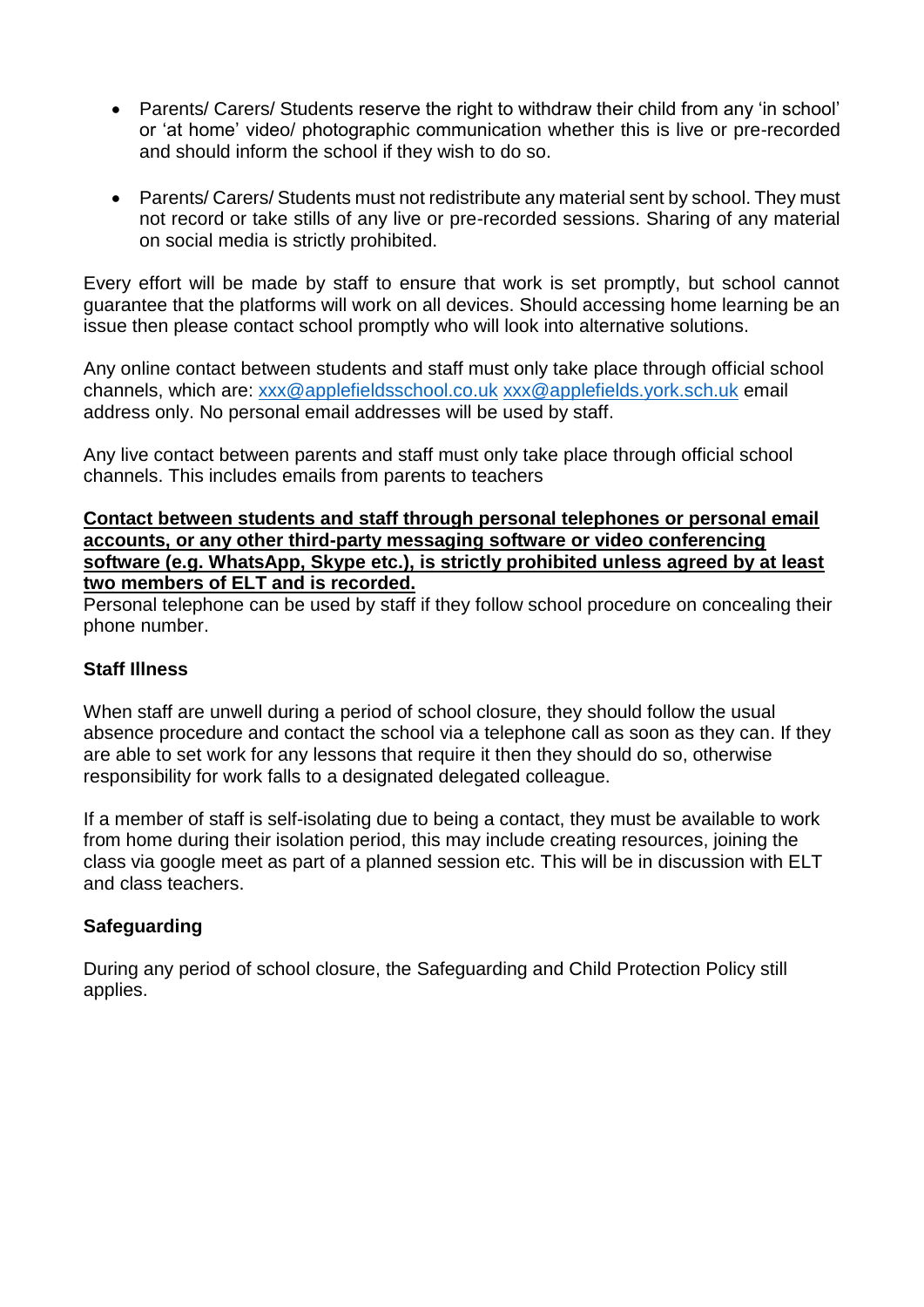- Parents/ Carers/ Students reserve the right to withdraw their child from any 'in school' or 'at home' video/ photographic communication whether this is live or pre-recorded and should inform the school if they wish to do so.

- Parents/ Carers/ Students must not redistribute any material sent by school. They must not record or take stills of any live or pre-recorded sessions. Sharing of any material on social media is strictly prohibited.

Every effort will be made by staff to ensure that work is set promptly, but school cannot guarantee that the platforms will work on all devices. Should accessing home learning be an issue then please contact school promptly who will look into alternative solutions.

Any online contact between students and staff must only take place through official school channels, which are: xxx@applefieldsschool.co.uk xxx@applefields.york.sch.uk email address only. No personal email addresses will be used by staff.

Any live contact between parents and staff must only take place through official school channels. This includes emails from parents to teachers

**Contact between students and staff through personal telephones or personal email accounts, or any other third-party messaging software or video conferencing software (e.g. WhatsApp, Skype etc.), is strictly prohibited unless agreed by at least two members of ELT and is recorded.**
Personal telephone can be used by staff if they follow school procedure on concealing their phone number.

**Staff Illness**

When staff are unwell during a period of school closure, they should follow the usual absence procedure and contact the school via a telephone call as soon as they can. If they are able to set work for any lessons that require it then they should do so, otherwise responsibility for work falls to a designated delegated colleague.

If a member of staff is self-isolating due to being a contact, they must be available to work from home during their isolation period, this may include creating resources, joining the class via google meet as part of a planned session etc. This will be in discussion with ELT and class teachers.

**Safeguarding**

During any period of school closure, the Safeguarding and Child Protection Policy still applies.